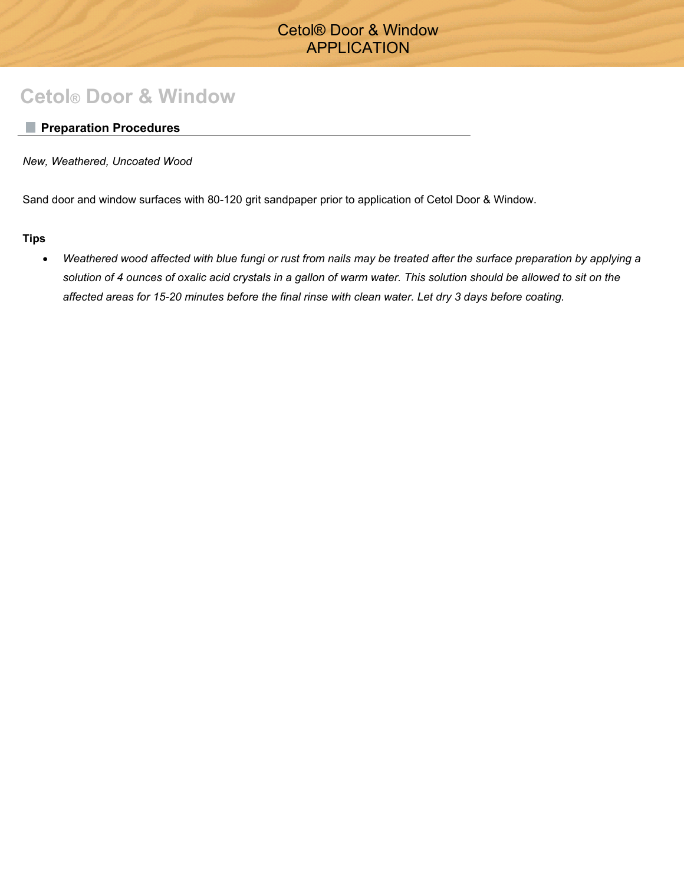# Cetol® Door & Window

## Preparation Procedures

*New, Weathered, Uncoated Wood*

Sand door and window surfaces with 80-120 grit sandpaper prior to application of Cetol Door & Window.

**Tips**

- *Weathered wood affected with blue fungi or rust from nails may be treated after the surface preparation by applying a solution of 4 ounces of oxalic acid crystals in a gallon of warm water. This solution should be allowed to sit on the affected areas for 15-20 minutes before the final rinse with clean water. Let dry 3 days before coating.*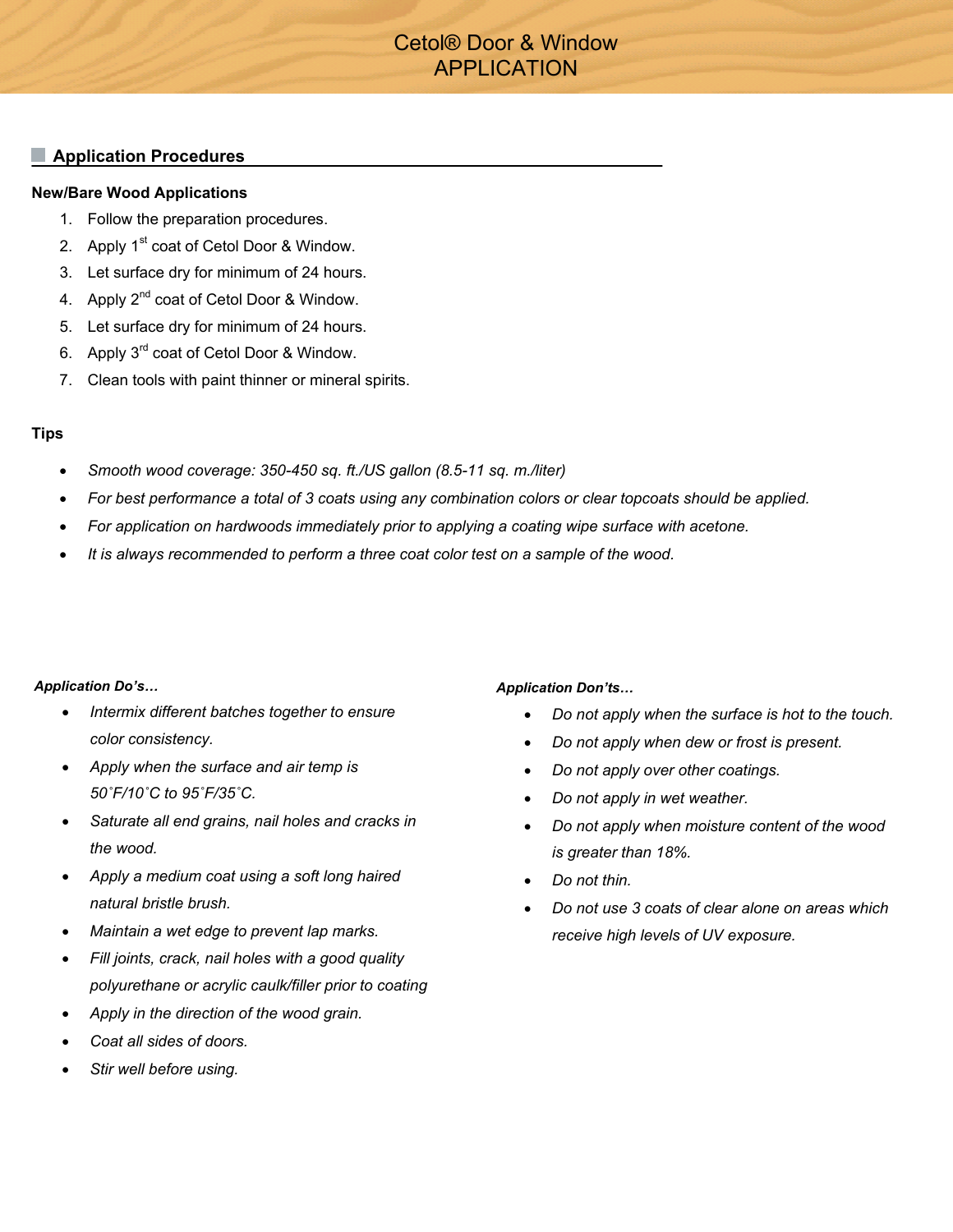# Cetol® Door & Window APPLICATION

## Application Procedures

**New/Bare Wood Applications**

1. Follow the preparation procedures.
2. Apply 1st coat of Cetol Door & Window.
3. Let surface dry for minimum of 24 hours.
4. Apply 2nd coat of Cetol Door & Window.
5. Let surface dry for minimum of 24 hours.
6. Apply 3rd coat of Cetol Door & Window.
7. Clean tools with paint thinner or mineral spirits.

**Tips**

- *Smooth wood coverage: 350-450 sq. ft./US gallon (8.5-11 sq. m./liter)*
- *For best performance a total of 3 coats using any combination colors or clear topcoats should be applied.*
- *For application on hardwoods immediately prior to applying a coating wipe surface with acetone.*
- *It is always recommended to perform a three coat color test on a sample of the wood.*

***Application Do's…***

- *Intermix different batches together to ensure color consistency.*
- *Apply when the surface and air temp is 50˚F/10˚C to 95˚F/35˚C.*
- *Saturate all end grains, nail holes and cracks in the wood.*
- *Apply a medium coat using a soft long haired natural bristle brush.*
- *Maintain a wet edge to prevent lap marks.*
- *Fill joints, crack, nail holes with a good quality polyurethane or acrylic caulk/filler prior to coating*
- *Apply in the direction of the wood grain.*
- *Coat all sides of doors.*
- *Stir well before using.*

***Application Don'ts…***

- *Do not apply when the surface is hot to the touch.*
- *Do not apply when dew or frost is present.*
- *Do not apply over other coatings.*
- *Do not apply in wet weather.*
- *Do not apply when moisture content of the wood is greater than 18%.*
- *Do not thin.*
- *Do not use 3 coats of clear alone on areas which receive high levels of UV exposure.*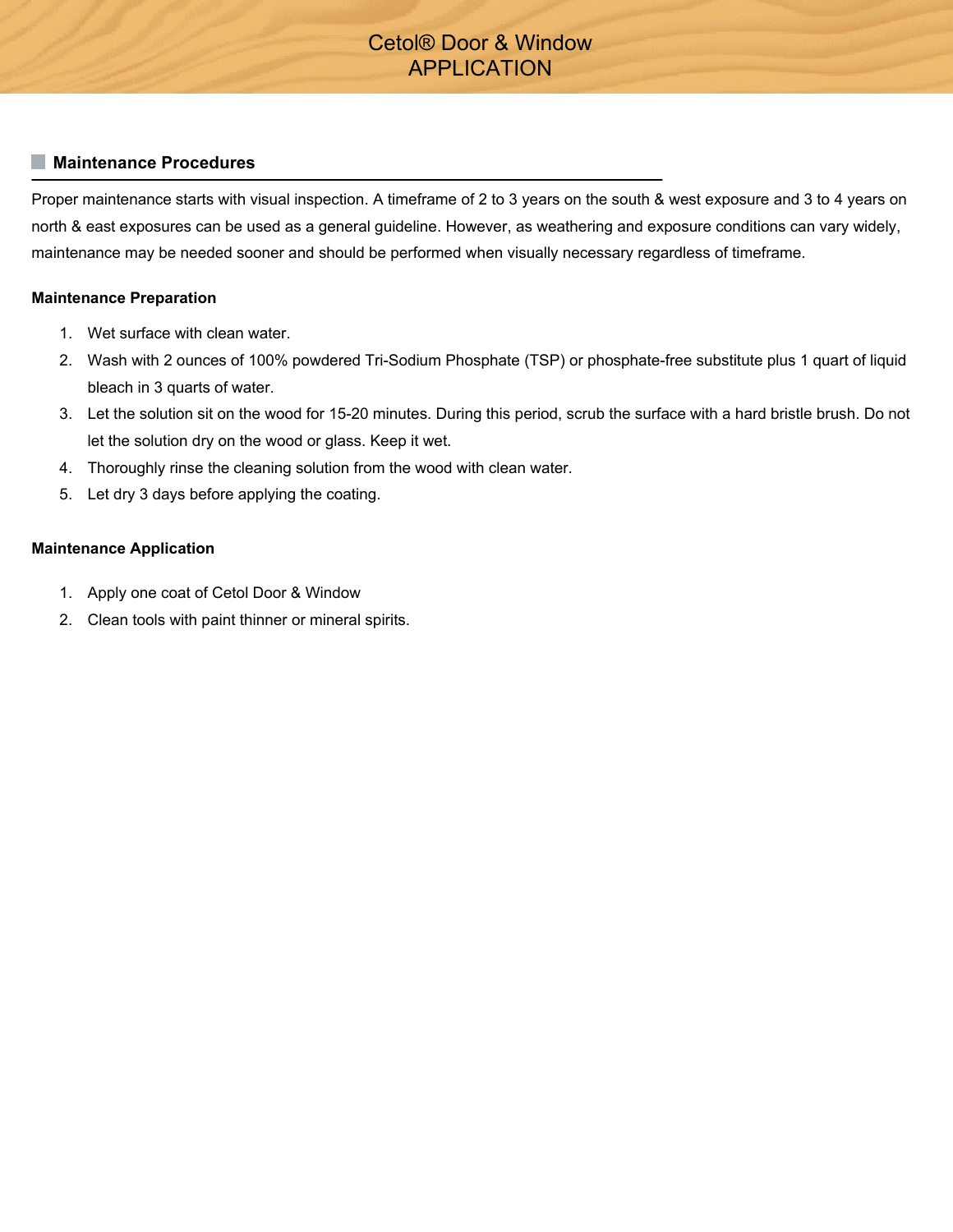## Maintenance Procedures

Proper maintenance starts with visual inspection. A timeframe of 2 to 3 years on the south & west exposure and 3 to 4 years on north & east exposures can be used as a general guideline. However, as weathering and exposure conditions can vary widely, maintenance may be needed sooner and should be performed when visually necessary regardless of timeframe.

### Maintenance Preparation

1. Wet surface with clean water.
2. Wash with 2 ounces of 100% powdered Tri-Sodium Phosphate (TSP) or phosphate-free substitute plus 1 quart of liquid bleach in 3 quarts of water.
3. Let the solution sit on the wood for 15-20 minutes. During this period, scrub the surface with a hard bristle brush. Do not let the solution dry on the wood or glass. Keep it wet.
4. Thoroughly rinse the cleaning solution from the wood with clean water.
5. Let dry 3 days before applying the coating.

### Maintenance Application

1. Apply one coat of Cetol Door & Window
2. Clean tools with paint thinner or mineral spirits.